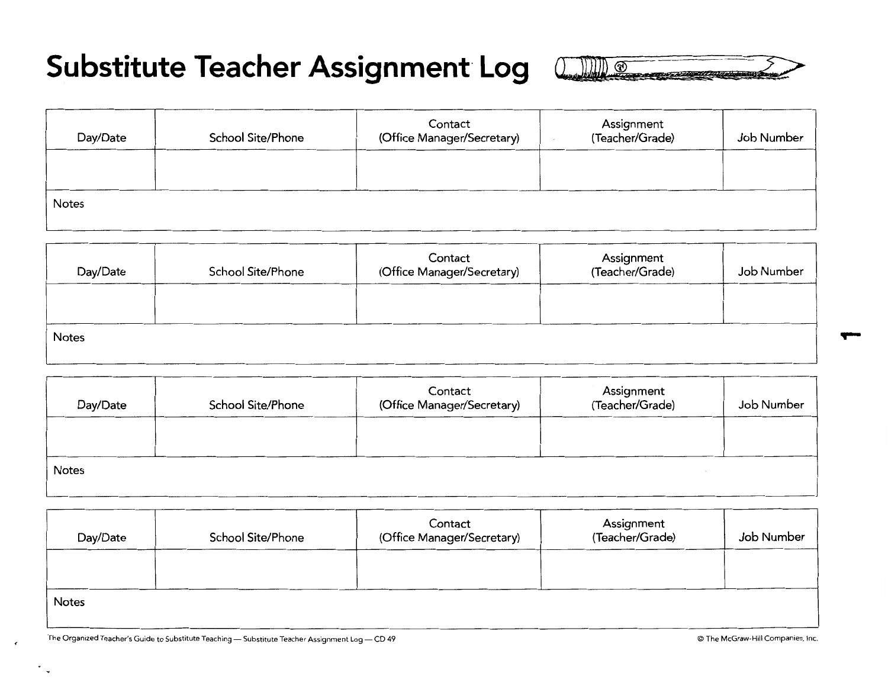# Substitute Teacher Assignment Log

| Day/Date | School Site/Phone | Contact (Office Manager/Secretary) | Assignment (Teacher/Grade) | Job Number |
|---|---|---|---|---|
| | | | | |
| Notes | | | | |

| Day/Date | School Site/Phone | Contact (Office Manager/Secretary) | Assignment (Teacher/Grade) | Job Number |
|---|---|---|---|---|
| | | | | |
| Notes | | | | |

| Day/Date | School Site/Phone | Contact (Office Manager/Secretary) | Assignment (Teacher/Grade) | Job Number |
|---|---|---|---|---|
| | | | | |
| Notes | | | | |

| Day/Date | School Site/Phone | Contact (Office Manager/Secretary) | Assignment (Teacher/Grade) | Job Number |
|---|---|---|---|---|
| | | | | |
| Notes | | | | |

The Organized Teacher's Guide to Substitute Teaching — Substitute Teacher Assignment Log — CD 49

© The McGraw-Hill Companies, Inc.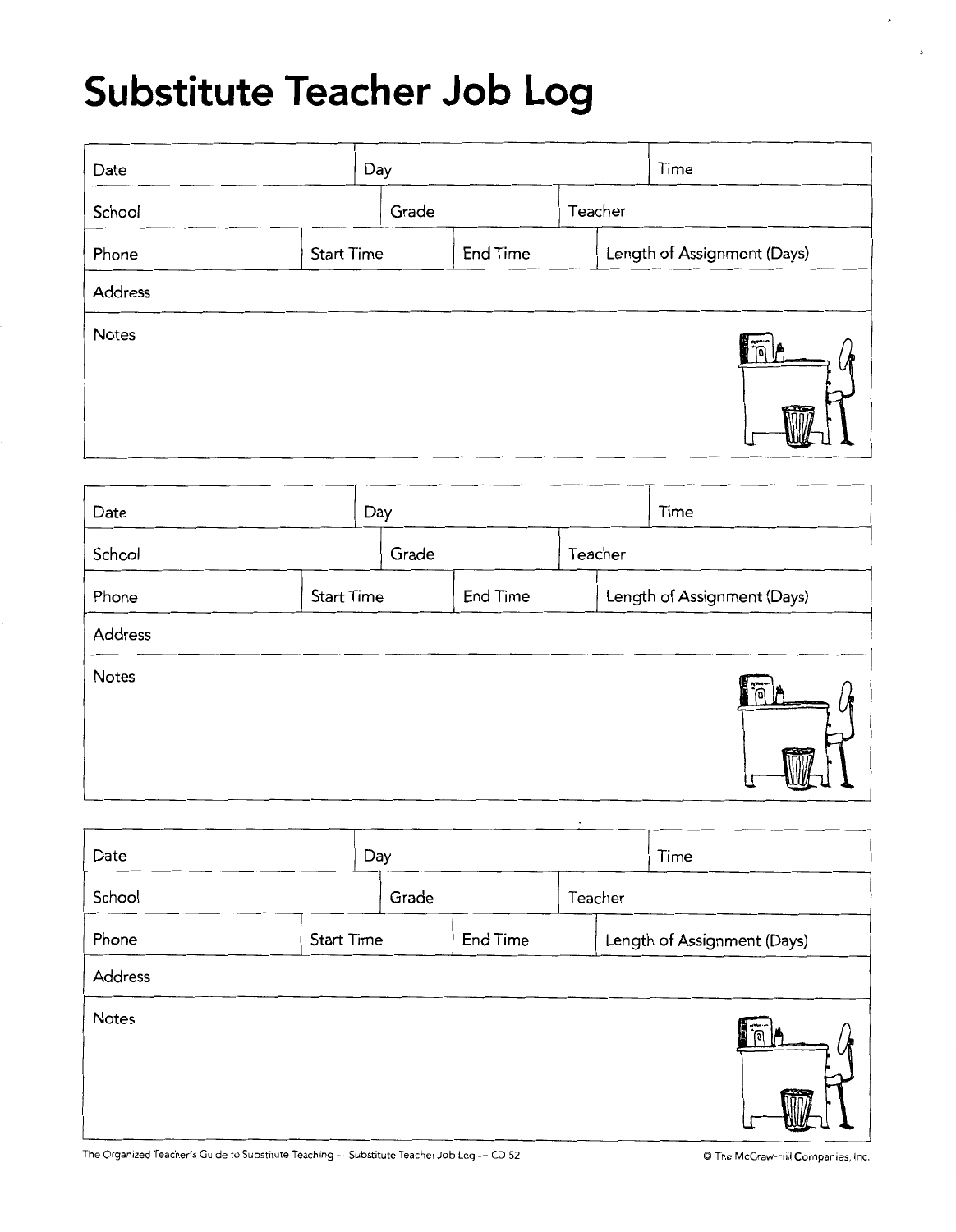# Substitute Teacher Job Log

| | | |
|---|---|---|
| Date | Day | Time |

| | | |
|---|---|---|
| School | Grade | Teacher |

| | | | |
|---|---|---|---|
| Phone | Start Time | End Time | Length of Assignment (Days) |

Address

Notes

---

| | | |
|---|---|---|
| Date | Day | Time |

| | | |
|---|---|---|
| School | Grade | Teacher |

| | | | |
|---|---|---|---|
| Phone | Start Time | End Time | Length of Assignment (Days) |

Address

Notes

---

| | | |
|---|---|---|
| Date | Day | Time |

| | | |
|---|---|---|
| School | Grade | Teacher |

| | | | |
|---|---|---|---|
| Phone | Start Time | End Time | Length of Assignment (Days) |

Address

Notes

The Organized Teacher's Guide to Substitute Teaching — Substitute Teacher Job Log — CD 52

© The McGraw-Hill Companies, Inc.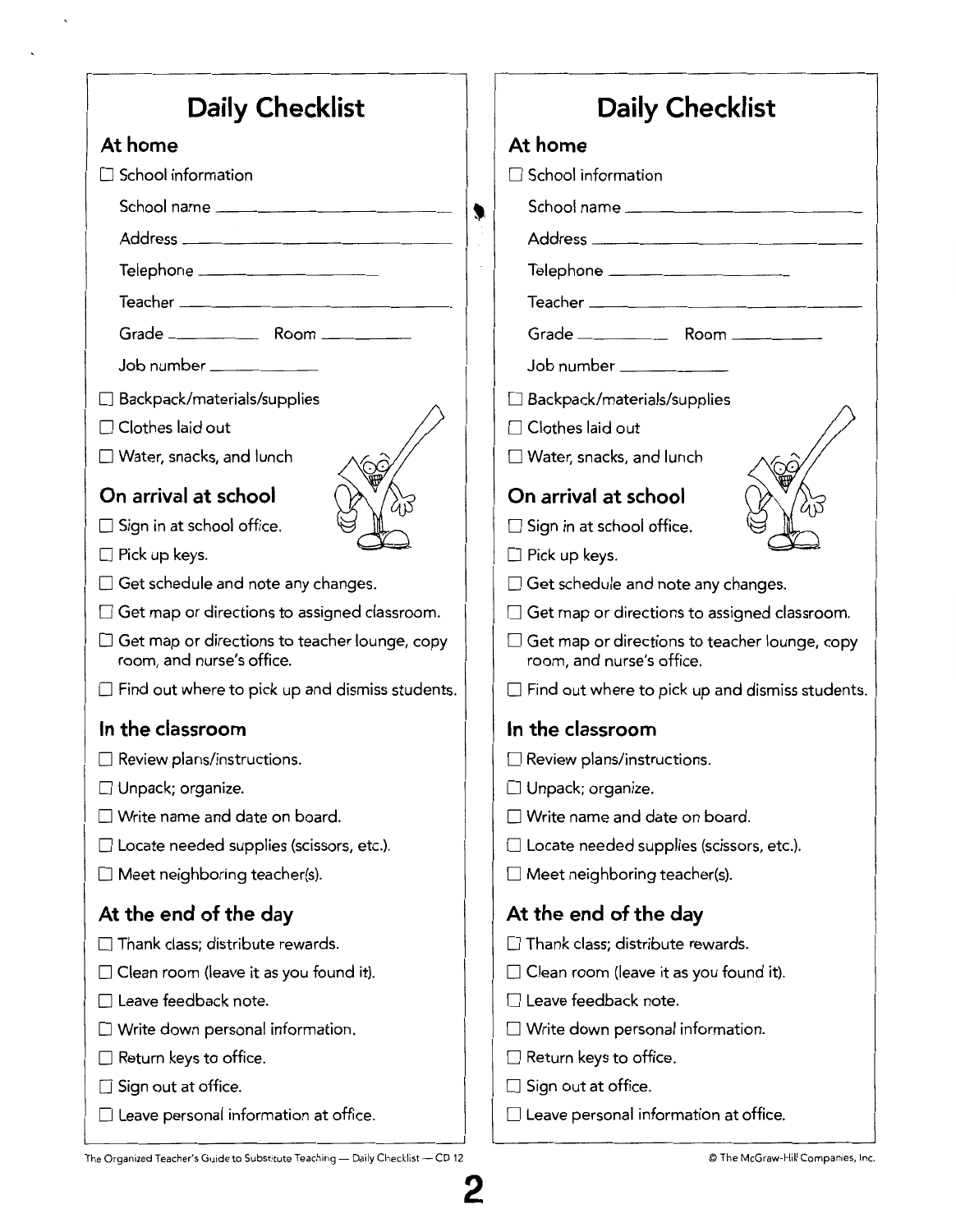## Daily Checklist

### At home

- ☐ School information

  School name ______________________

  Address ______________________

  Telephone ______________________

  Teacher ______________________

  Grade __________ Room __________

  Job number __________

- ☐ Backpack/materials/supplies
- ☐ Clothes laid out
- ☐ Water, snacks, and lunch

### On arrival at school

- ☐ Sign in at school office.
- ☐ Pick up keys.
- ☐ Get schedule and note any changes.
- ☐ Get map or directions to assigned classroom.
- ☐ Get map or directions to teacher lounge, copy room, and nurse's office.
- ☐ Find out where to pick up and dismiss students.

### In the classroom

- ☐ Review plans/instructions.
- ☐ Unpack; organize.
- ☐ Write name and date on board.
- ☐ Locate needed supplies (scissors, etc.).
- ☐ Meet neighboring teacher(s).

### At the end of the day

- ☐ Thank class; distribute rewards.
- ☐ Clean room (leave it as you found it).
- ☐ Leave feedback note.
- ☐ Write down personal information.
- ☐ Return keys to office.
- ☐ Sign out at office.
- ☐ Leave personal information at office.

## Daily Checklist

### At home

- ☐ School information

  School name ______________________

  Address ______________________

  Telephone ______________________

  Teacher ______________________

  Grade __________ Room __________

  Job number __________

- ☐ Backpack/materials/supplies
- ☐ Clothes laid out
- ☐ Water, snacks, and lunch

### On arrival at school

- ☐ Sign in at school office.
- ☐ Pick up keys.
- ☐ Get schedule and note any changes.
- ☐ Get map or directions to assigned classroom.
- ☐ Get map or directions to teacher lounge, copy room, and nurse's office.
- ☐ Find out where to pick up and dismiss students.

### In the classroom

- ☐ Review plans/instructions.
- ☐ Unpack; organize.
- ☐ Write name and date on board.
- ☐ Locate needed supplies (scissors, etc.).
- ☐ Meet neighboring teacher(s).

### At the end of the day

- ☐ Thank class; distribute rewards.
- ☐ Clean room (leave it as you found it).
- ☐ Leave feedback note.
- ☐ Write down personal information.
- ☐ Return keys to office.
- ☐ Sign out at office.
- ☐ Leave personal information at office.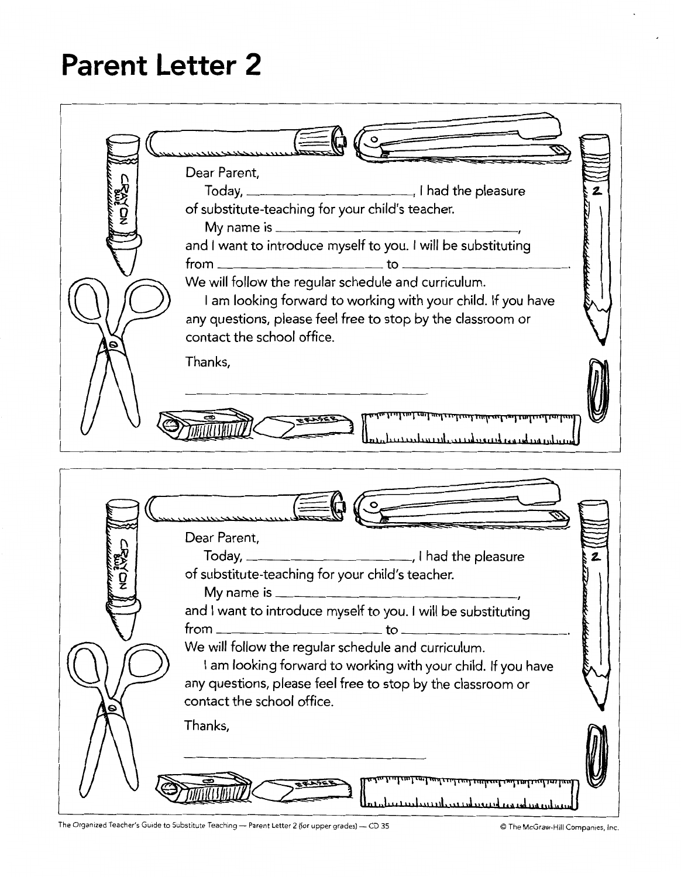# Parent Letter 2

Dear Parent,

Today, ______________________, I had the pleasure of substitute-teaching for your child's teacher.

My name is ________________________________,
and I want to introduce myself to you. I will be substituting from ______________________ to ______________________.
We will follow the regular schedule and curriculum.

I am looking forward to working with your child. If you have any questions, please feel free to stop by the classroom or contact the school office.

Thanks,

______________________________

---

Dear Parent,

Today, ______________________, I had the pleasure of substitute-teaching for your child's teacher.

My name is ________________________________,
and I want to introduce myself to you. I will be substituting from ______________________ to ______________________.
We will follow the regular schedule and curriculum.

I am looking forward to working with your child. If you have any questions, please feel free to stop by the classroom or contact the school office.

Thanks,

______________________________

The Organized Teacher's Guide to Substitute Teaching — Parent Letter 2 (for upper grades) — CD 35

© The McGraw-Hill Companies, Inc.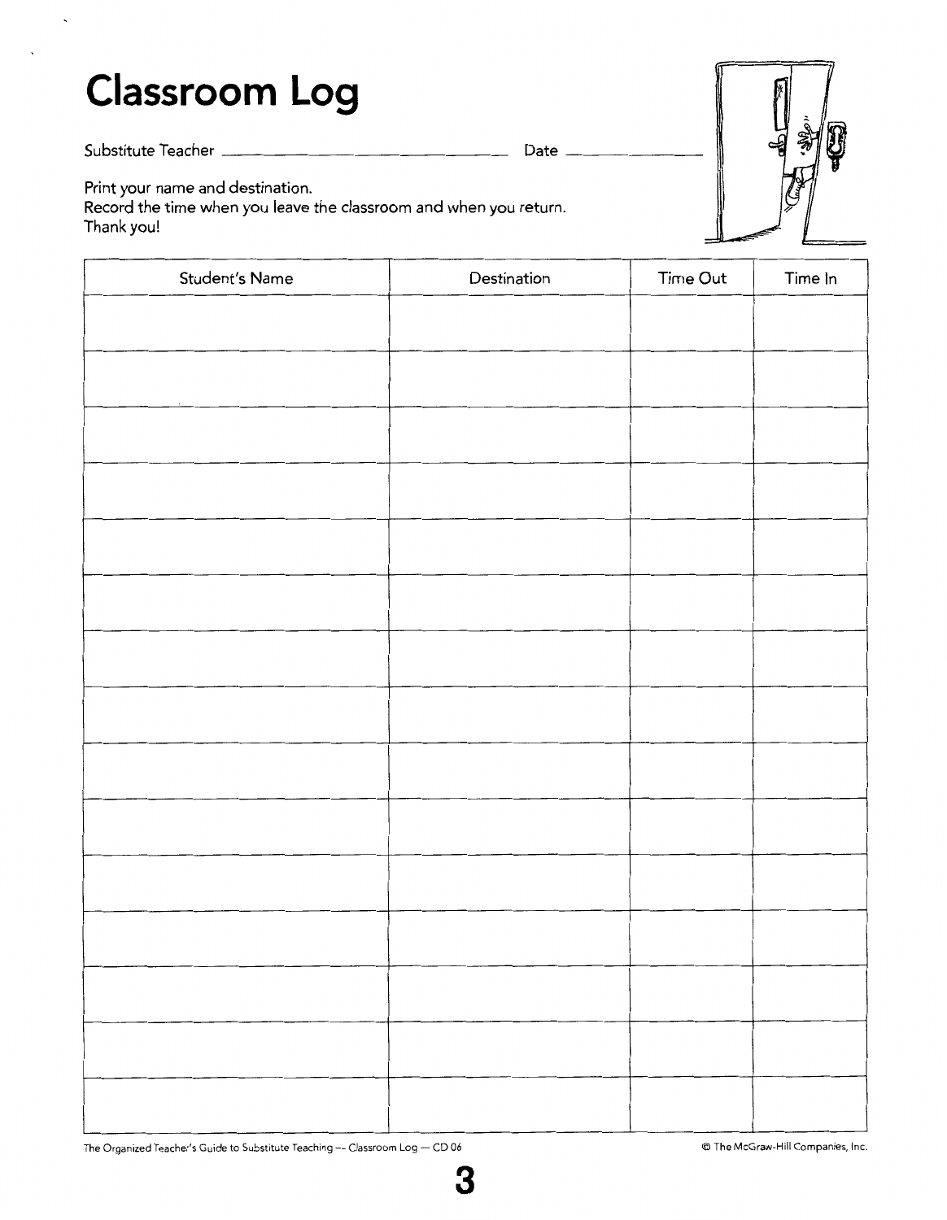# Classroom Log

Substitute Teacher \_\_\_\_\_\_\_\_\_\_\_\_\_\_\_\_\_\_\_\_\_\_\_\_\_\_\_\_\_\_ Date \_\_\_\_\_\_\_\_\_\_\_\_\_\_

Print your name and destination.
Record the time when you leave the classroom and when you return.
Thank you!

| Student's Name | Destination | Time Out | Time In |
|---|---|---|---|
| | | | |
| | | | |
| | | | |
| | | | |
| | | | |
| | | | |
| | | | |
| | | | |
| | | | |
| | | | |
| | | | |
| | | | |
| | | | |
| | | | |
| | | | |

The Organized Teacher's Guide to Substitute Teaching -- Classroom Log — CD 06

© The McGraw-Hill Companies, Inc.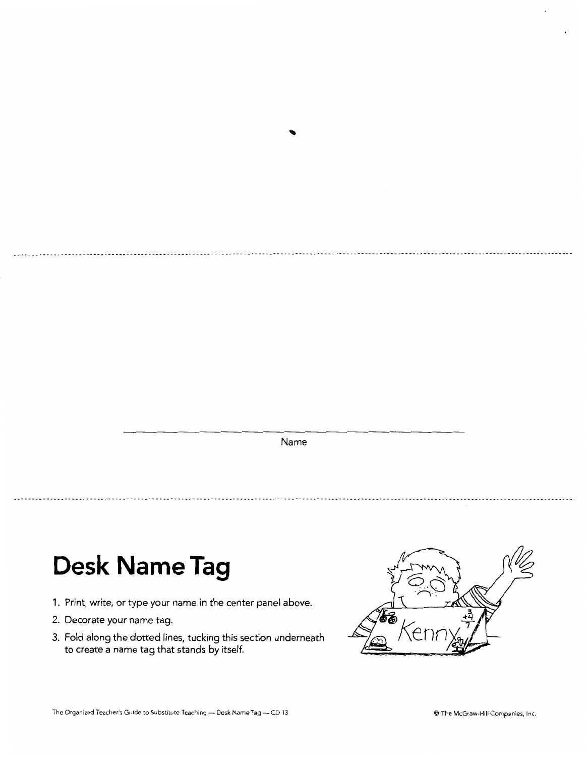Name

# Desk Name Tag

1. Print, write, or type your name in the center panel above.
2. Decorate your name tag.
3. Fold along the dotted lines, tucking this section underneath to create a name tag that stands by itself.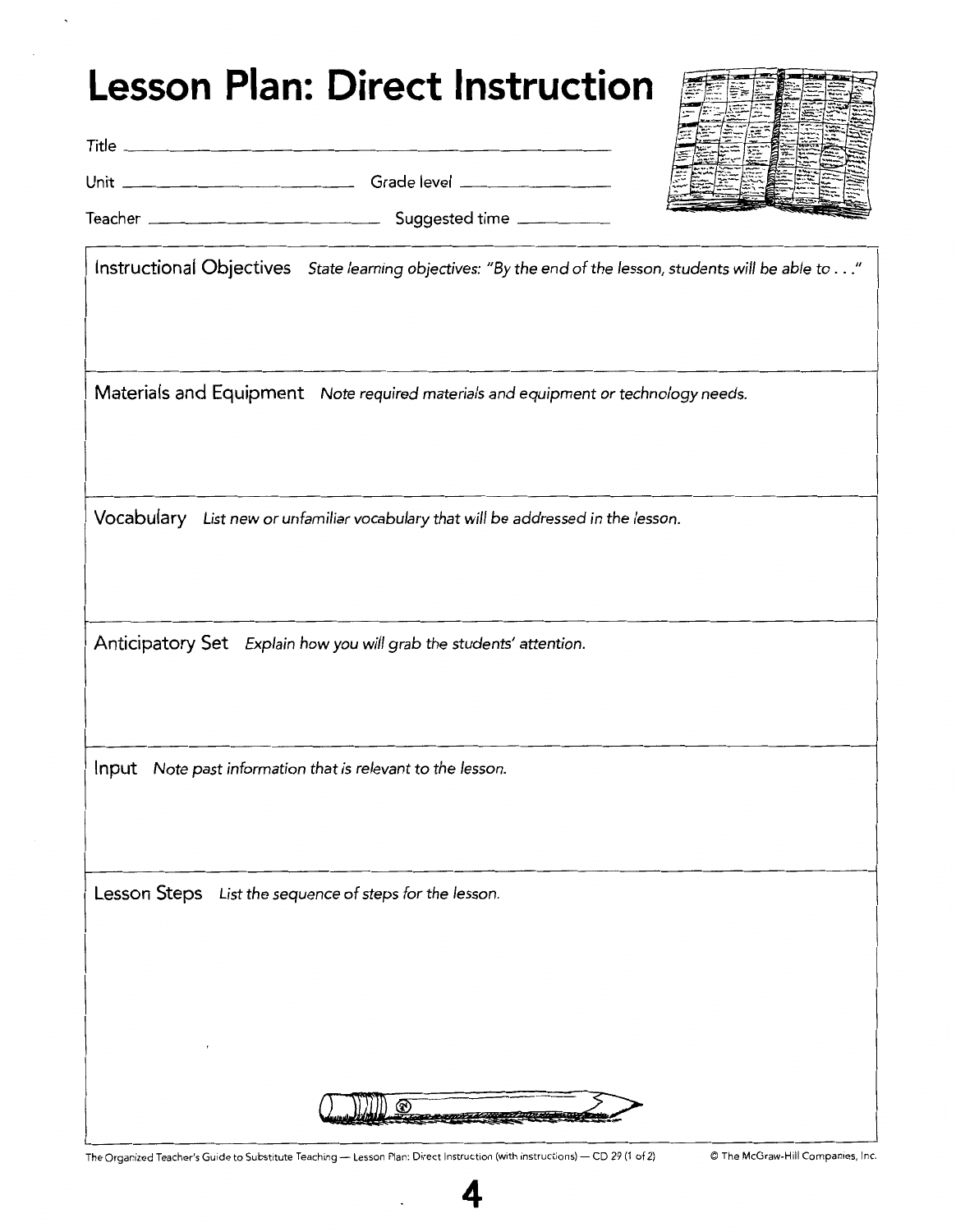# Lesson Plan: Direct Instruction

Title ______________________________________________

Unit ______________________ Grade level ______________

Teacher ____________________ Suggested time __________

**Instructional Objectives** *State learning objectives: "By the end of the lesson, students will be able to . . ."*

**Materials and Equipment** *Note required materials and equipment or technology needs.*

**Vocabulary** *List new or unfamiliar vocabulary that will be addressed in the lesson.*

**Anticipatory Set** *Explain how you will grab the students' attention.*

**Input** *Note past information that is relevant to the lesson.*

**Lesson Steps** *List the sequence of steps for the lesson.*

The Organized Teacher's Guide to Substitute Teaching — Lesson Plan: Direct Instruction (with instructions) — CD 29 (1 of 2) © The McGraw-Hill Companies, Inc.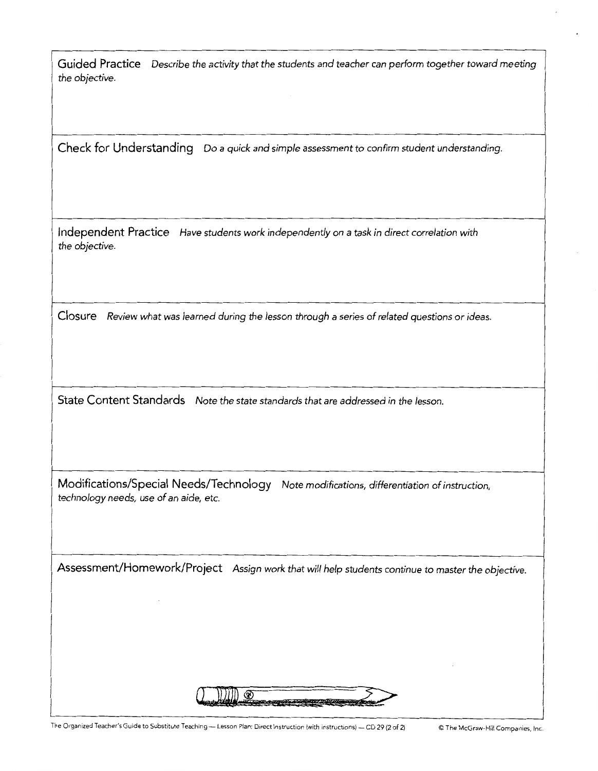**Guided Practice** *Describe the activity that the students and teacher can perform together toward meeting the objective.*

**Check for Understanding** *Do a quick and simple assessment to confirm student understanding.*

**Independent Practice** *Have students work independently on a task in direct correlation with the objective.*

**Closure** *Review what was learned during the lesson through a series of related questions or ideas.*

**State Content Standards** *Note the state standards that are addressed in the lesson.*

**Modifications/Special Needs/Technology** *Note modifications, differentiation of instruction, technology needs, use of an aide, etc.*

**Assessment/Homework/Project** *Assign work that will help students continue to master the objective.*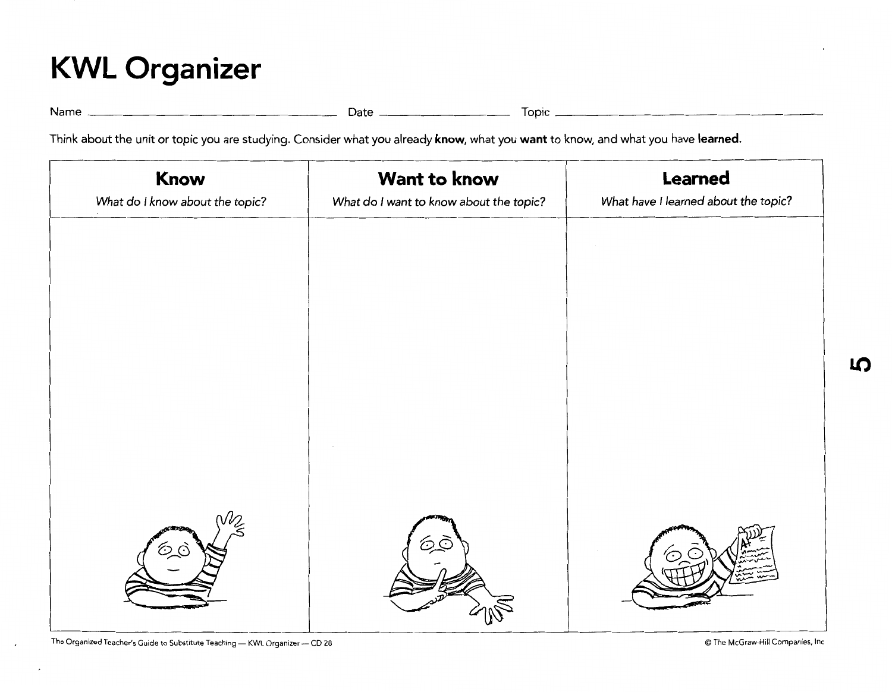# KWL Organizer

Name \_\_\_\_\_\_\_\_\_\_\_\_\_\_\_\_\_\_\_\_\_\_\_\_\_\_\_\_\_\_ Date \_\_\_\_\_\_\_\_\_\_\_\_\_\_\_\_ Topic \_\_\_\_\_\_\_\_\_\_\_\_\_\_\_\_\_\_\_\_\_\_\_\_\_\_\_\_\_\_

Think about the unit or topic you are studying. Consider what you already **know**, what you **want** to know, and what you have **learned**.

| **Know** *What do I know about the topic?* | **Want to know** *What do I want to know about the topic?* | **Learned** *What have I learned about the topic?* |
| --- | --- | --- |
| | | |

The Organized Teacher's Guide to Substitute Teaching — KWL Organizer — CD 28

© The McGraw-Hill Companies, Inc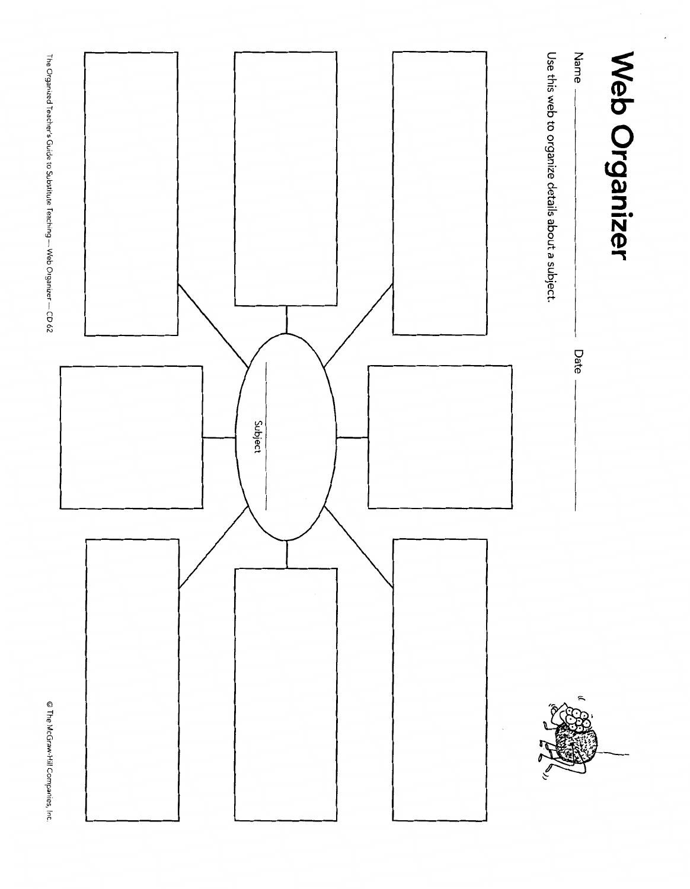# Web Organizer

Name ____________________ Date ____________

Use this web to organize details about a subject.

Subject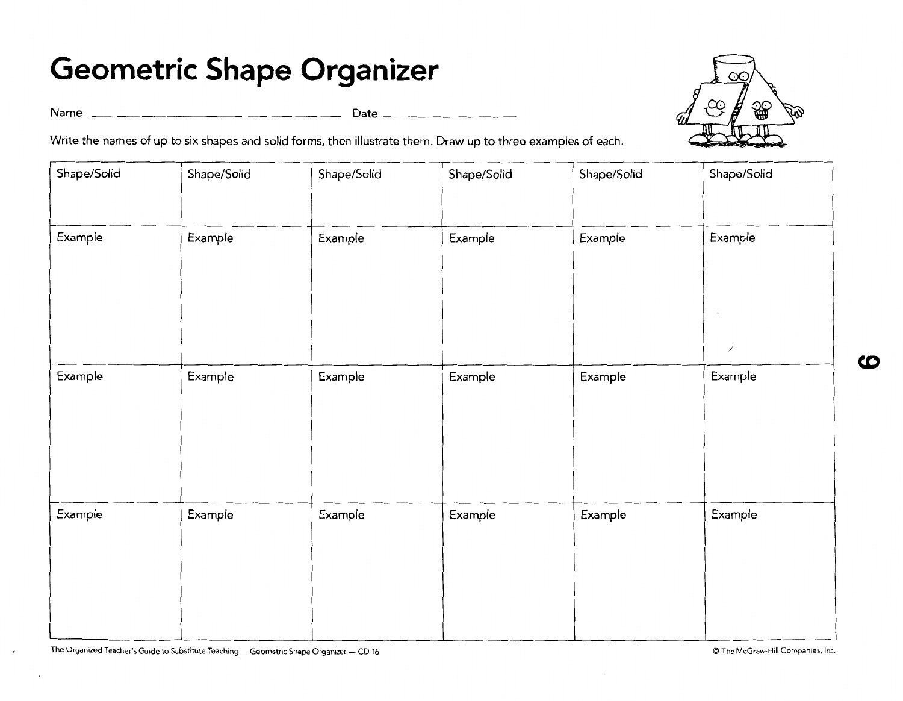# Geometric Shape Organizer

Name ________________________________ Date ____________________

Write the names of up to six shapes and solid forms, then illustrate them. Draw up to three examples of each.

| Shape/Solid | Shape/Solid | Shape/Solid | Shape/Solid | Shape/Solid | Shape/Solid |
| --- | --- | --- | --- | --- | --- |
| Example | Example | Example | Example | Example | Example |
| Example | Example | Example | Example | Example | Example |
| Example | Example | Example | Example | Example | Example |

The Organized Teacher's Guide to Substitute Teaching — Geometric Shape Organizer — CD 16

© The McGraw-Hill Companies, Inc.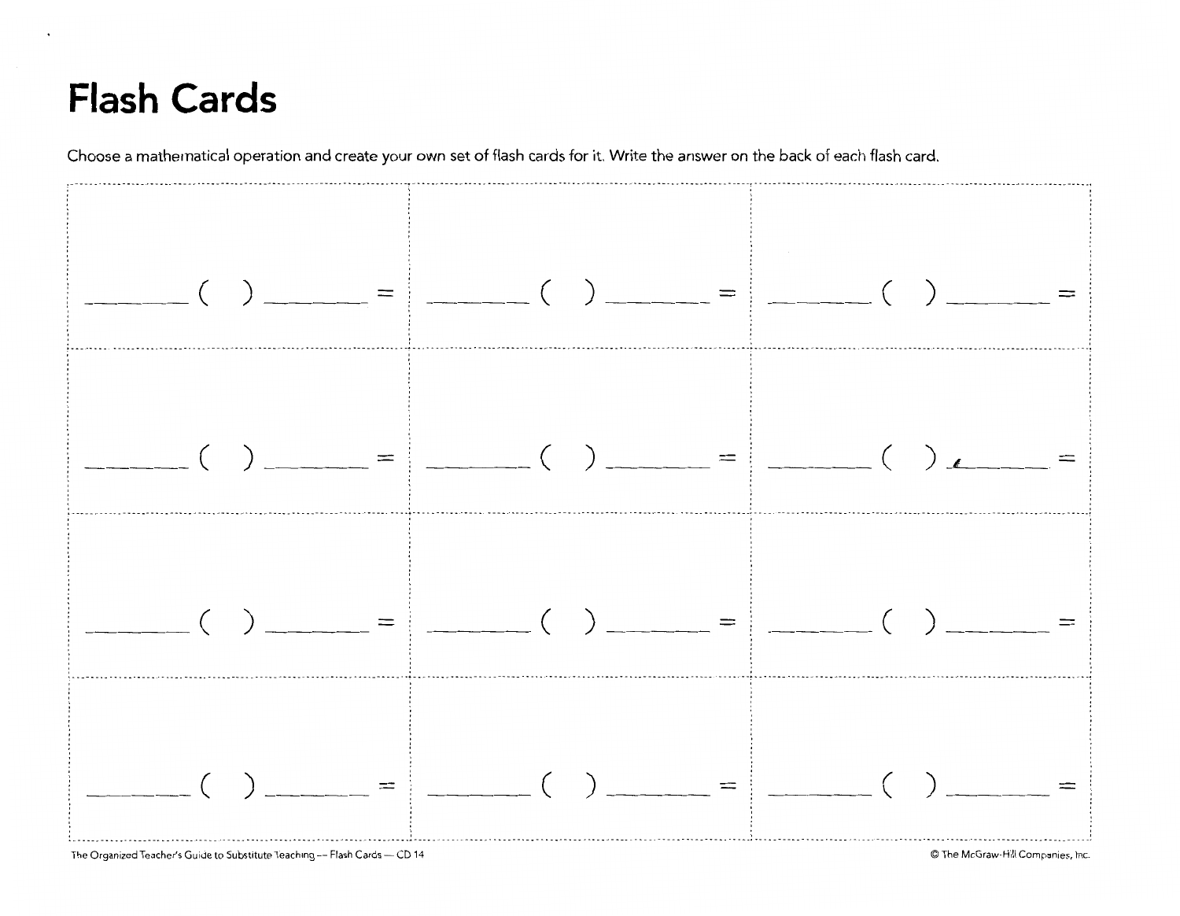# Flash Cards

Choose a mathematical operation and create your own set of flash cards for it. Write the answer on the back of each flash card.

| | | |
|---|---|---|
| ______ (   ) ______ = | ______ (   ) ______ = | ______ (   ) ______ = |
| ______ (   ) ______ = | ______ (   ) ______ = | ______ (   ) ______ = |
| ______ (   ) ______ = | ______ (   ) ______ = | ______ (   ) ______ = |
| ______ (   ) ______ = | ______ (   ) ______ = | ______ (   ) ______ = |

The Organized Teacher's Guide to Substitute Teaching — Flash Cards — CD 14

© The McGraw-Hill Companies, Inc.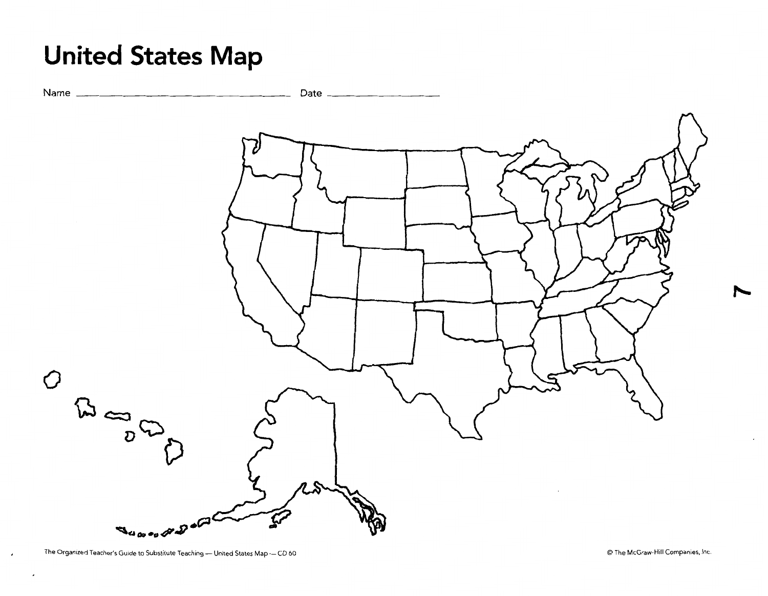# United States Map

Name ______________________________ Date ________________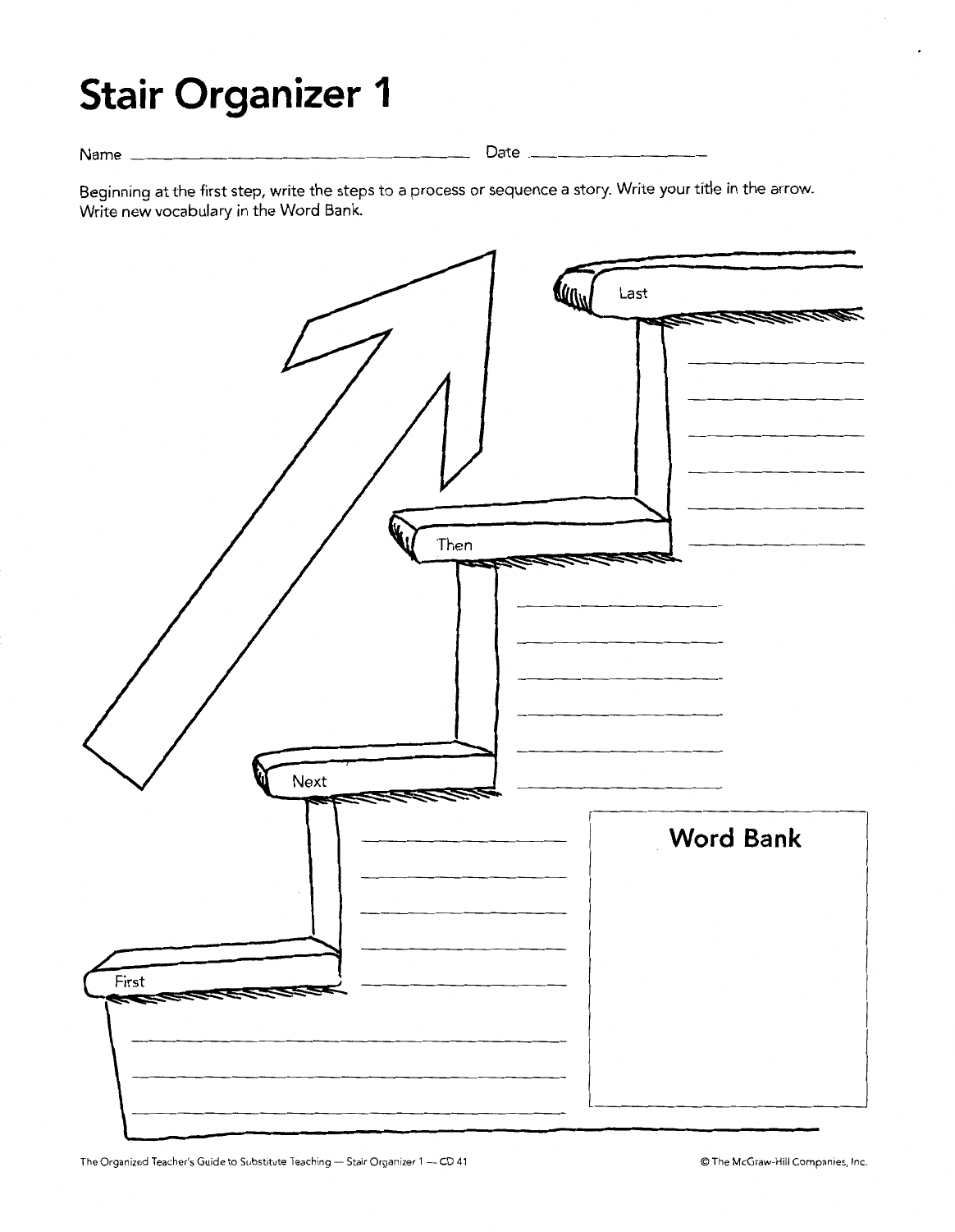# Stair Organizer 1

Name ______________________________ Date ____________________

Beginning at the first step, write the steps to a process or sequence a story. Write your title in the arrow. Write new vocabulary in the Word Bank.

Last

Then

Next

First

## Word Bank

The Organized Teacher's Guide to Substitute Teaching — Stair Organizer 1 — CD 41

© The McGraw-Hill Companies, Inc.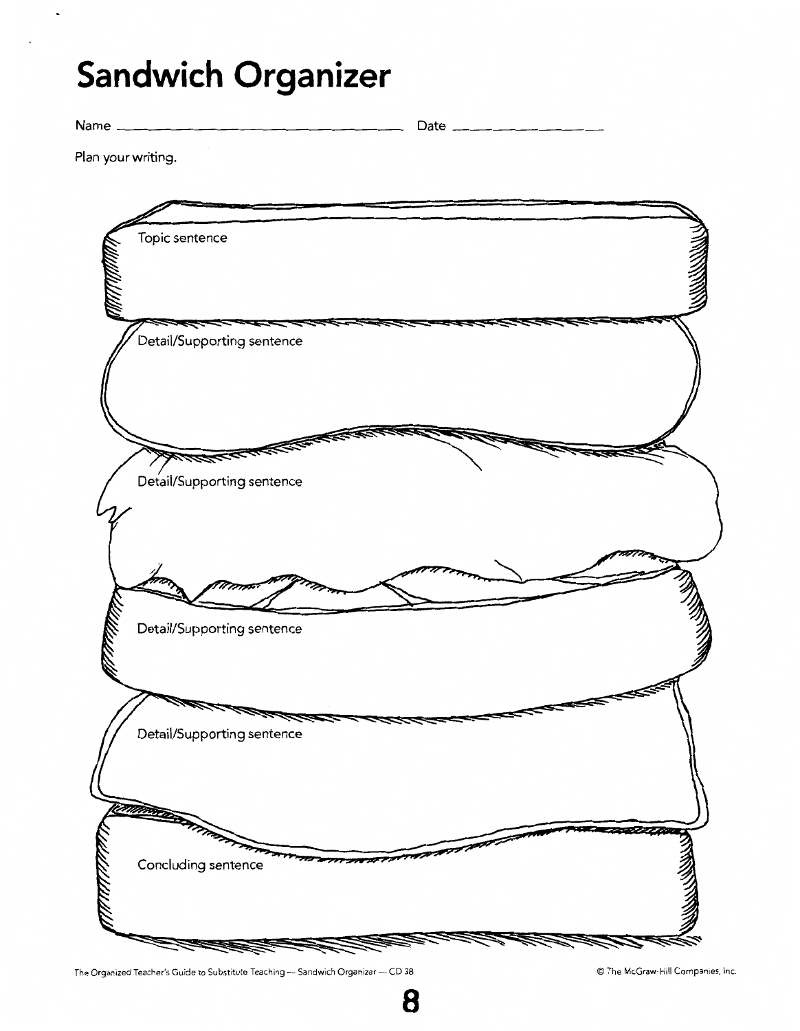# Sandwich Organizer

Name ______________________________ Date ________________

Plan your writing.

Topic sentence

Detail/Supporting sentence

Detail/Supporting sentence

Detail/Supporting sentence

Detail/Supporting sentence

Concluding sentence

The Organized Teacher's Guide to Substitute Teaching -- Sandwich Organizer -- CD 38

© The McGraw-Hill Companies, Inc.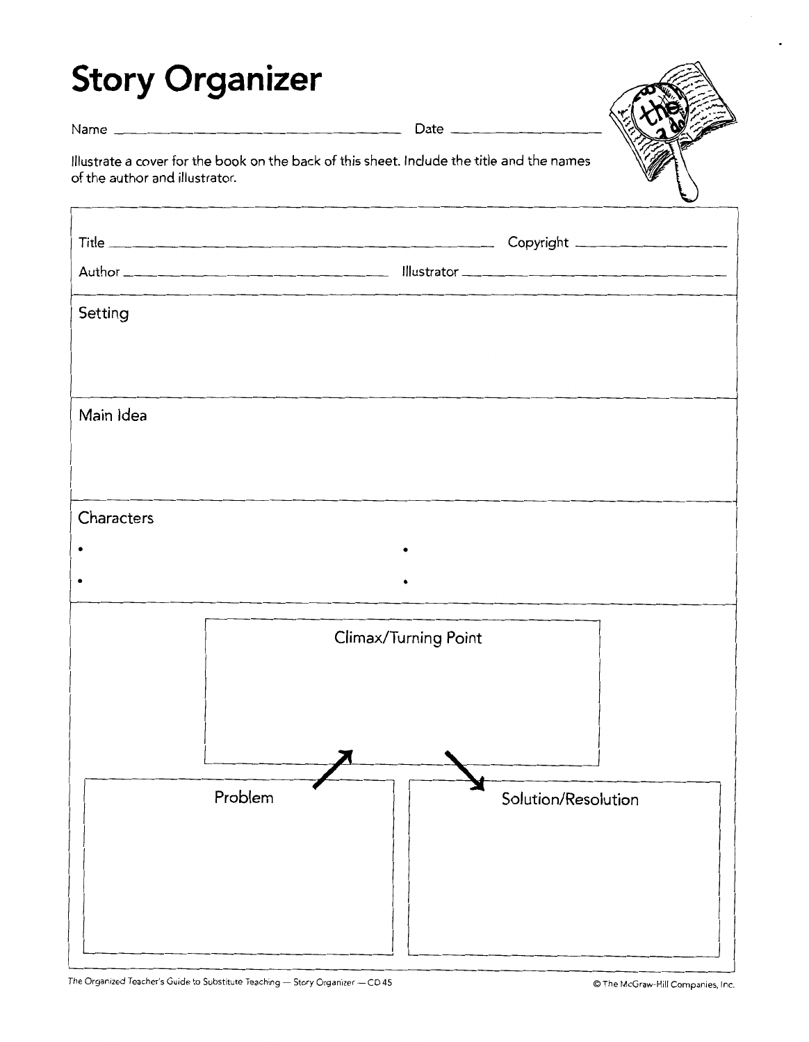# Story Organizer

Name ______________________________ Date ________________

Illustrate a cover for the book on the back of this sheet. Include the title and the names of the author and illustrator.

Title ______________________________ Copyright ________________

Author ______________________________ Illustrator ______________________________

Setting

Main Idea

Characters

-
-
-
-

Climax/Turning Point

Problem

Solution/Resolution

The Organized Teacher's Guide to Substitute Teaching — Story Organizer — CD 45

© The McGraw-Hill Companies, Inc.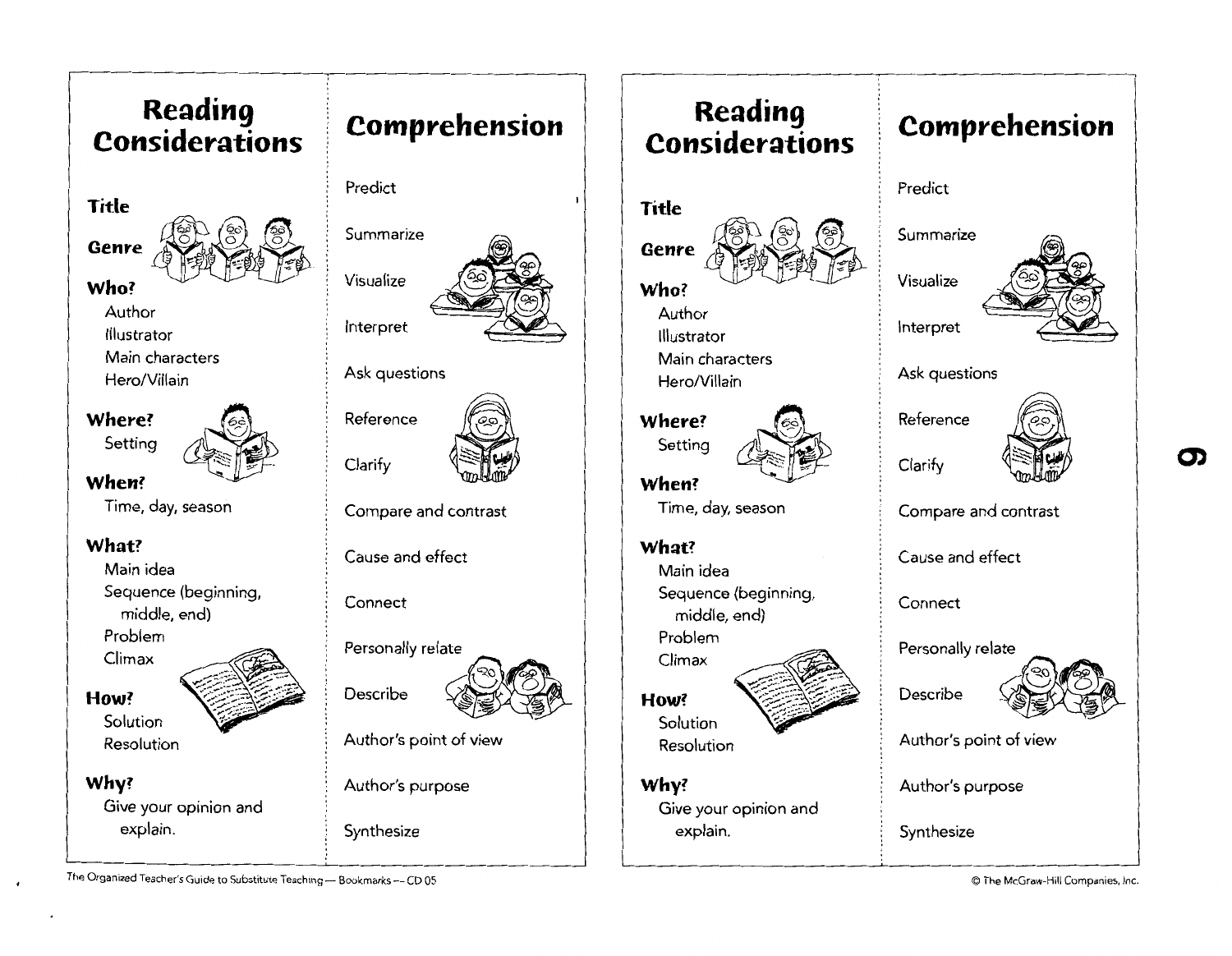# Reading Considerations

**Title**

**Genre**

**Who?**
- Author
- Illustrator
- Main characters
- Hero/Villain

**Where?**
- Setting

**When?**
- Time, day, season

**What?**
- Main idea
- Sequence (beginning, middle, end)
- Problem
- Climax

**How?**
- Solution
- Resolution

**Why?**
- Give your opinion and explain.

# Comprehension

Predict

Summarize

Visualize

Interpret

Ask questions

Reference

Clarify

Compare and contrast

Cause and effect

Connect

Personally relate

Describe

Author's point of view

Author's purpose

Synthesize

# Reading Considerations

**Title**

**Genre**

**Who?**
- Author
- Illustrator
- Main characters
- Hero/Villain

**Where?**
- Setting

**When?**
- Time, day, season

**What?**
- Main idea
- Sequence (beginning, middle, end)
- Problem
- Climax

**How?**
- Solution
- Resolution

**Why?**
- Give your opinion and explain.

# Comprehension

Predict

Summarize

Visualize

Interpret

Ask questions

Reference

Clarify

Compare and contrast

Cause and effect

Connect

Personally relate

Describe

Author's point of view

Author's purpose

Synthesize

The Organized Teacher's Guide to Substitute Teaching — Bookmarks — CD 05

© The McGraw-Hill Companies, Inc.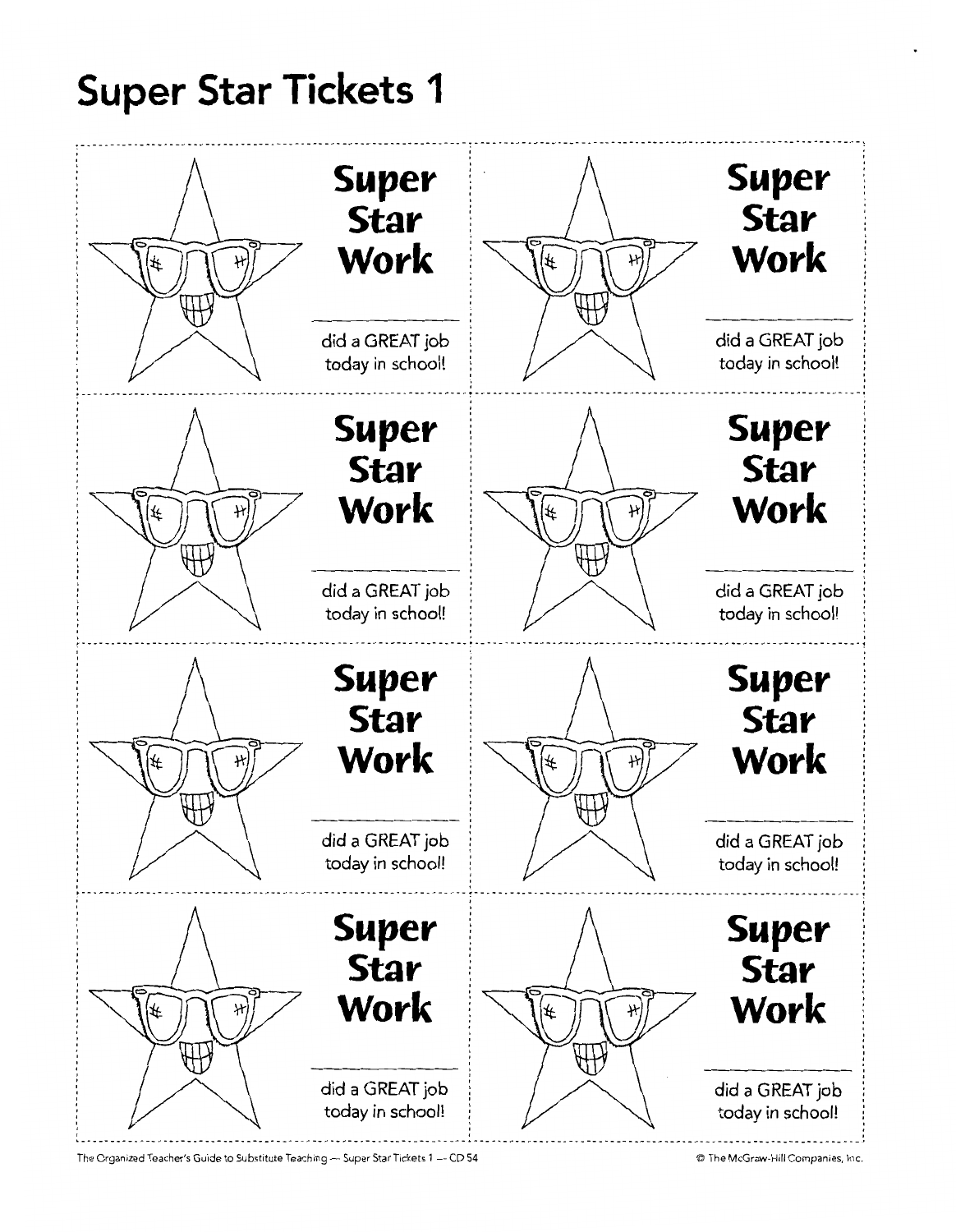# Super Star Tickets 1

**Super Star Work**

\_\_\_\_\_\_\_\_\_\_\_\_\_\_\_\_\_\_

did a GREAT job today in school!

**Super Star Work**

\_\_\_\_\_\_\_\_\_\_\_\_\_\_\_\_\_\_

did a GREAT job today in school!

**Super Star Work**

\_\_\_\_\_\_\_\_\_\_\_\_\_\_\_\_\_\_

did a GREAT job today in school!

**Super Star Work**

\_\_\_\_\_\_\_\_\_\_\_\_\_\_\_\_\_\_

did a GREAT job today in school!

**Super Star Work**

\_\_\_\_\_\_\_\_\_\_\_\_\_\_\_\_\_\_

did a GREAT job today in school!

**Super Star Work**

\_\_\_\_\_\_\_\_\_\_\_\_\_\_\_\_\_\_

did a GREAT job today in school!

**Super Star Work**

\_\_\_\_\_\_\_\_\_\_\_\_\_\_\_\_\_\_

did a GREAT job today in school!

**Super Star Work**

\_\_\_\_\_\_\_\_\_\_\_\_\_\_\_\_\_\_

did a GREAT job today in school!

The Organized Teacher's Guide to Substitute Teaching — Super Star Tickets 1 — CD 54

© The McGraw-Hill Companies, Inc.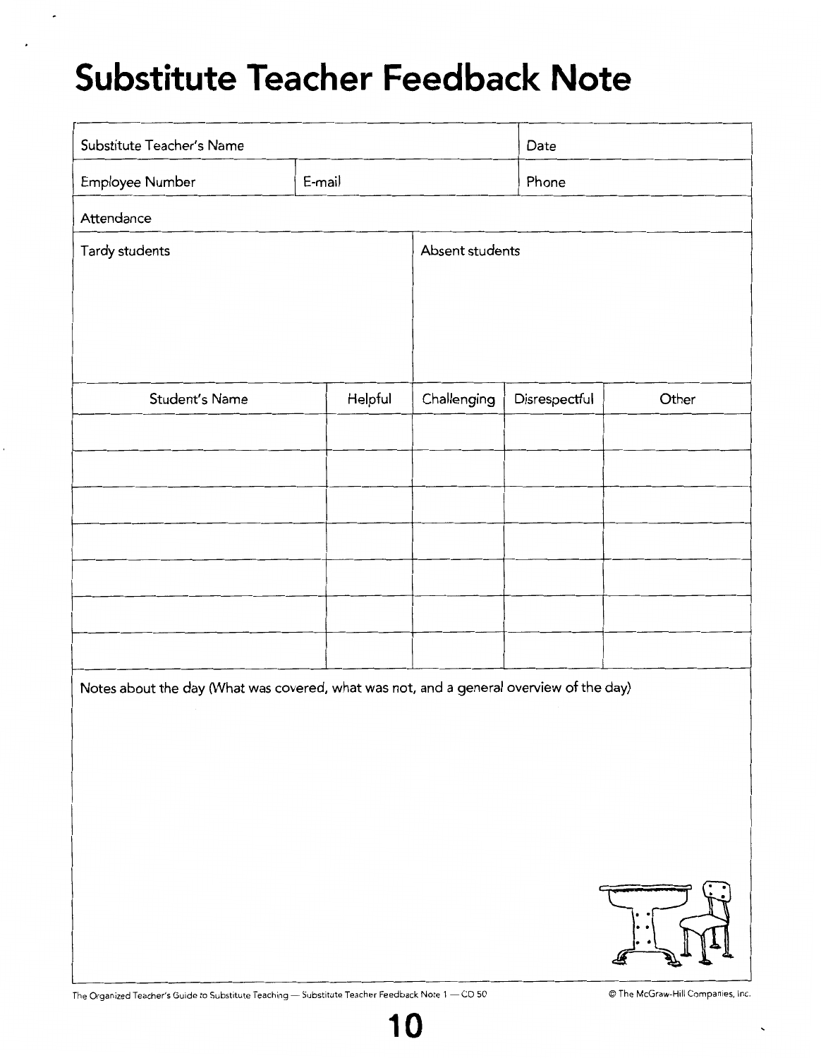# Substitute Teacher Feedback Note

| | | | |
|---|---|---|---|
| Substitute Teacher's Name | | | Date |
| Employee Number | E-mail | | Phone |
| Attendance | | | |
| Tardy students | | Absent students | |

| Student's Name | Helpful | Challenging | Disrespectful | Other |
|---|---|---|---|---|
| | | | | |
| | | | | |
| | | | | |
| | | | | |
| | | | | |
| | | | | |
| | | | | |

Notes about the day (What was covered, what was not, and a general overview of the day)

The Organized Teacher's Guide to Substitute Teaching — Substitute Teacher Feedback Note 1 — CD 50

© The McGraw-Hill Companies, Inc.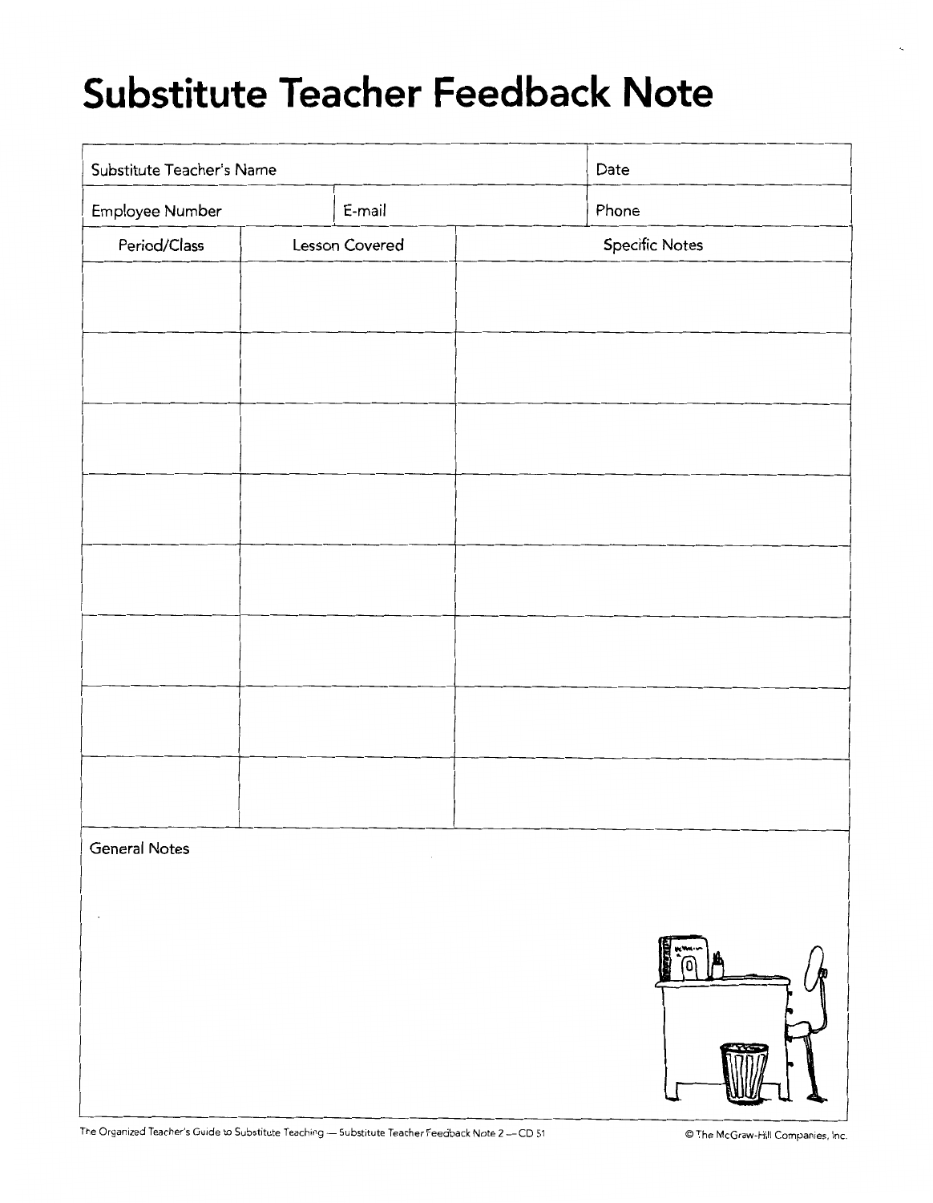# Substitute Teacher Feedback Note

| Substitute Teacher's Name | | Date |
|---|---|---|
| Employee Number | E-mail | Phone |

| Period/Class | Lesson Covered | Specific Notes |
|---|---|---|
| | | |
| | | |
| | | |
| | | |
| | | |
| | | |
| | | |
| | | |

General Notes

The Organized Teacher's Guide to Substitute Teaching — Substitute Teacher Feedback Note 2 — CD 51

© The McGraw-Hill Companies, Inc.